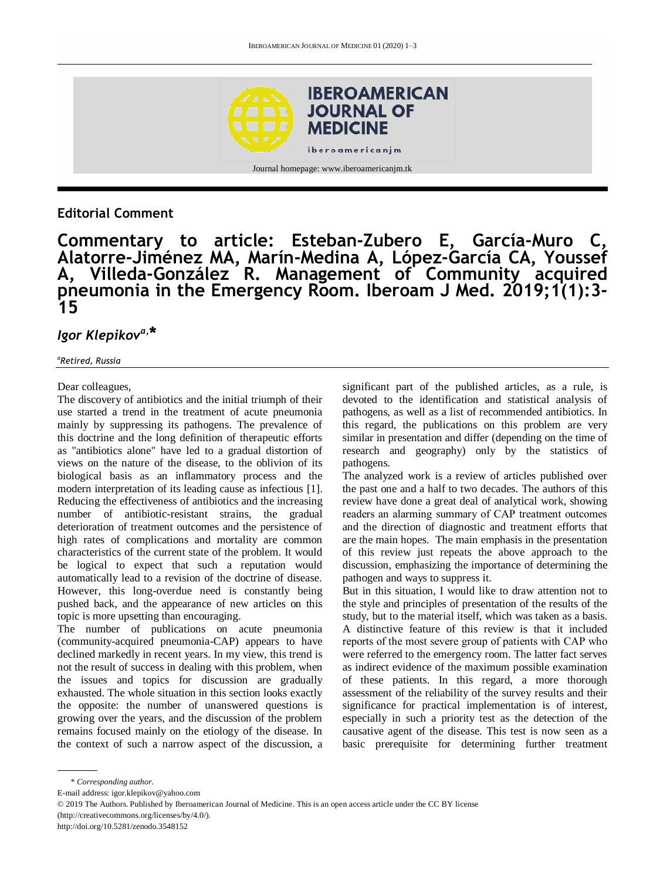## Editorial Comment

# Commentary to article: Esteban-Zubero E, García-Muro C, Alatorre-Jiménez MA, Marín-Medina A, López-García CA, Youssef A, Villeda-González R. Management of Community acquired pneumonia in the Emergency Room. Iberoam J Med. 2019;1(1):3-15

*Igor Klepikov*[a,*]

[a] *Retired, Russia*

Dear colleagues,

The discovery of antibiotics and the initial triumph of their use started a trend in the treatment of acute pneumonia mainly by suppressing its pathogens. The prevalence of this doctrine and the long definition of therapeutic efforts as "antibiotics alone" have led to a gradual distortion of views on the nature of the disease, to the oblivion of its biological basis as an inflammatory process and the modern interpretation of its leading cause as infectious [1]. Reducing the effectiveness of antibiotics and the increasing number of antibiotic-resistant strains, the gradual deterioration of treatment outcomes and the persistence of high rates of complications and mortality are common characteristics of the current state of the problem. It would be logical to expect that such a reputation would automatically lead to a revision of the doctrine of disease. However, this long-overdue need is constantly being pushed back, and the appearance of new articles on this topic is more upsetting than encouraging.

The number of publications on acute pneumonia (community-acquired pneumonia-CAP) appears to have declined markedly in recent years. In my view, this trend is not the result of success in dealing with this problem, when the issues and topics for discussion are gradually exhausted. The whole situation in this section looks exactly the opposite: the number of unanswered questions is growing over the years, and the discussion of the problem remains focused mainly on the etiology of the disease. In the context of such a narrow aspect of the discussion, a significant part of the published articles, as a rule, is devoted to the identification and statistical analysis of pathogens, as well as a list of recommended antibiotics. In this regard, the publications on this problem are very similar in presentation and differ (depending on the time of research and geography) only by the statistics of pathogens.

The analyzed work is a review of articles published over the past one and a half to two decades. The authors of this review have done a great deal of analytical work, showing readers an alarming summary of CAP treatment outcomes and the direction of diagnostic and treatment efforts that are the main hopes. The main emphasis in the presentation of this review just repeats the above approach to the discussion, emphasizing the importance of determining the pathogen and ways to suppress it.

But in this situation, I would like to draw attention not to the style and principles of presentation of the results of the study, but to the material itself, which was taken as a basis. A distinctive feature of this review is that it included reports of the most severe group of patients with CAP who were referred to the emergency room. The latter fact serves as indirect evidence of the maximum possible examination of these patients. In this regard, a more thorough assessment of the reliability of the survey results and their significance for practical implementation is of interest, especially in such a priority test as the detection of the causative agent of the disease. This test is now seen as a basic prerequisite for determining further treatment

\* *Corresponding author.*

E-mail address: igor.klepikov@yahoo.com

© 2019 The Authors. Published by Iberoamerican Journal of Medicine. This is an open access article under the CC BY license (http://creativecommons.org/licenses/by/4.0/).

http://doi.org/10.5281/zenodo.3548152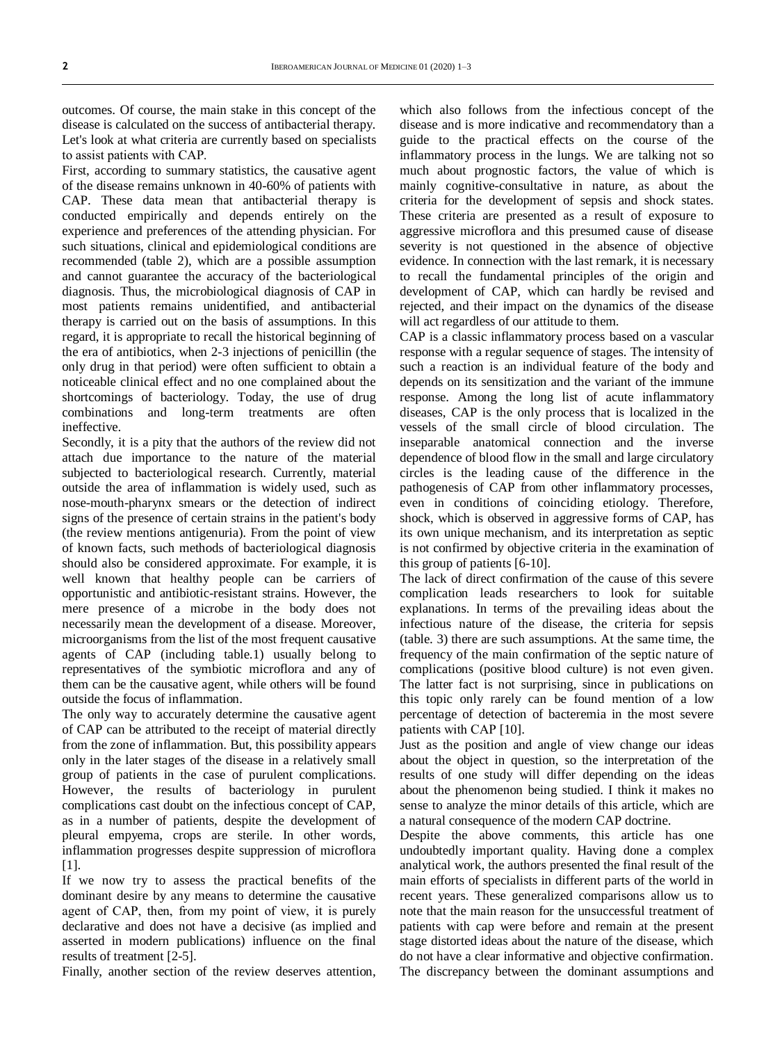outcomes. Of course, the main stake in this concept of the disease is calculated on the success of antibacterial therapy. Let's look at what criteria are currently based on specialists to assist patients with CAP.

First, according to summary statistics, the causative agent of the disease remains unknown in 40-60% of patients with CAP. These data mean that antibacterial therapy is conducted empirically and depends entirely on the experience and preferences of the attending physician. For such situations, clinical and epidemiological conditions are recommended (table 2), which are a possible assumption and cannot guarantee the accuracy of the bacteriological diagnosis. Thus, the microbiological diagnosis of CAP in most patients remains unidentified, and antibacterial therapy is carried out on the basis of assumptions. In this regard, it is appropriate to recall the historical beginning of the era of antibiotics, when 2-3 injections of penicillin (the only drug in that period) were often sufficient to obtain a noticeable clinical effect and no one complained about the shortcomings of bacteriology. Today, the use of drug combinations and long-term treatments are often ineffective.

Secondly, it is a pity that the authors of the review did not attach due importance to the nature of the material subjected to bacteriological research. Currently, material outside the area of inflammation is widely used, such as nose-mouth-pharynx smears or the detection of indirect signs of the presence of certain strains in the patient's body (the review mentions antigenuria). From the point of view of known facts, such methods of bacteriological diagnosis should also be considered approximate. For example, it is well known that healthy people can be carriers of opportunistic and antibiotic-resistant strains. However, the mere presence of a microbe in the body does not necessarily mean the development of a disease. Moreover, microorganisms from the list of the most frequent causative agents of CAP (including table.1) usually belong to representatives of the symbiotic microflora and any of them can be the causative agent, while others will be found outside the focus of inflammation.

The only way to accurately determine the causative agent of CAP can be attributed to the receipt of material directly from the zone of inflammation. But, this possibility appears only in the later stages of the disease in a relatively small group of patients in the case of purulent complications. However, the results of bacteriology in purulent complications cast doubt on the infectious concept of CAP, as in a number of patients, despite the development of pleural empyema, crops are sterile. In other words, inflammation progresses despite suppression of microflora [1].

If we now try to assess the practical benefits of the dominant desire by any means to determine the causative agent of CAP, then, from my point of view, it is purely declarative and does not have a decisive (as implied and asserted in modern publications) influence on the final results of treatment [2-5].

Finally, another section of the review deserves attention, which also follows from the infectious concept of the disease and is more indicative and recommendatory than a guide to the practical effects on the course of the inflammatory process in the lungs. We are talking not so much about prognostic factors, the value of which is mainly cognitive-consultative in nature, as about the criteria for the development of sepsis and shock states. These criteria are presented as a result of exposure to aggressive microflora and this presumed cause of disease severity is not questioned in the absence of objective evidence. In connection with the last remark, it is necessary to recall the fundamental principles of the origin and development of CAP, which can hardly be revised and rejected, and their impact on the dynamics of the disease will act regardless of our attitude to them.

CAP is a classic inflammatory process based on a vascular response with a regular sequence of stages. The intensity of such a reaction is an individual feature of the body and depends on its sensitization and the variant of the immune response. Among the long list of acute inflammatory diseases, CAP is the only process that is localized in the vessels of the small circle of blood circulation. The inseparable anatomical connection and the inverse dependence of blood flow in the small and large circulatory circles is the leading cause of the difference in the pathogenesis of CAP from other inflammatory processes, even in conditions of coinciding etiology. Therefore, shock, which is observed in aggressive forms of CAP, has its own unique mechanism, and its interpretation as septic is not confirmed by objective criteria in the examination of this group of patients [6-10].

The lack of direct confirmation of the cause of this severe complication leads researchers to look for suitable explanations. In terms of the prevailing ideas about the infectious nature of the disease, the criteria for sepsis (table. 3) there are such assumptions. At the same time, the frequency of the main confirmation of the septic nature of complications (positive blood culture) is not even given. The latter fact is not surprising, since in publications on this topic only rarely can be found mention of a low percentage of detection of bacteremia in the most severe patients with CAP [10].

Just as the position and angle of view change our ideas about the object in question, so the interpretation of the results of one study will differ depending on the ideas about the phenomenon being studied. I think it makes no sense to analyze the minor details of this article, which are a natural consequence of the modern CAP doctrine.

Despite the above comments, this article has one undoubtedly important quality. Having done a complex analytical work, the authors presented the final result of the main efforts of specialists in different parts of the world in recent years. These generalized comparisons allow us to note that the main reason for the unsuccessful treatment of patients with cap were before and remain at the present stage distorted ideas about the nature of the disease, which do not have a clear informative and objective confirmation. The discrepancy between the dominant assumptions and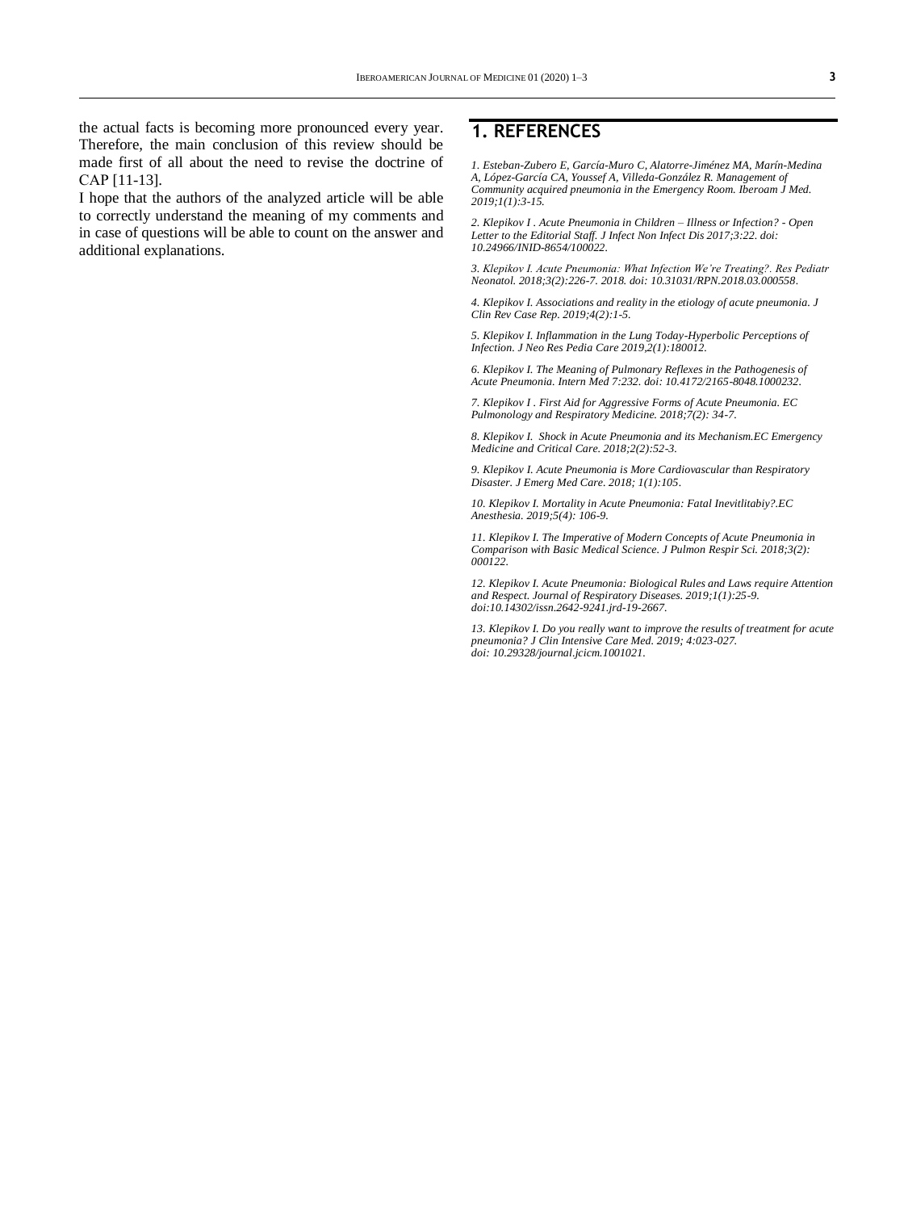the actual facts is becoming more pronounced every year. Therefore, the main conclusion of this review should be made first of all about the need to revise the doctrine of CAP [11-13].

I hope that the authors of the analyzed article will be able to correctly understand the meaning of my comments and in case of questions will be able to count on the answer and additional explanations.

## 1. REFERENCES

*1. Esteban-Zubero E, García-Muro C, Alatorre-Jiménez MA, Marín-Medina A, López-García CA, Youssef A, Villeda-González R. Management of Community acquired pneumonia in the Emergency Room. Iberoam J Med. 2019;1(1):3-15.*

*2. Klepikov I . Acute Pneumonia in Children – Illness or Infection? - Open Letter to the Editorial Staff. J Infect Non Infect Dis 2017;3:22. doi: 10.24966/INID-8654/100022.*

*3. Klepikov I. Acute Pneumonia: What Infection We're Treating?. Res Pediatr Neonatol. 2018;3(2):226-7. 2018. doi: 10.31031/RPN.2018.03.000558.*

*4. Klepikov I. Associations and reality in the etiology of acute pneumonia. J Clin Rev Case Rep. 2019;4(2):1-5.*

*5. Klepikov I. Inflammation in the Lung Today-Hyperbolic Perceptions of Infection. J Neo Res Pedia Care 2019,2(1):180012.*

*6. Klepikov I. The Meaning of Pulmonary Reflexes in the Pathogenesis of Acute Pneumonia. Intern Med 7:232. doi: 10.4172/2165-8048.1000232.*

*7. Klepikov I . First Aid for Aggressive Forms of Acute Pneumonia. EC Pulmonology and Respiratory Medicine. 2018;7(2): 34-7.*

*8. Klepikov I. Shock in Acute Pneumonia and its Mechanism.EC Emergency Medicine and Critical Care. 2018;2(2):52-3.*

*9. Klepikov I. Acute Pneumonia is More Cardiovascular than Respiratory Disaster. J Emerg Med Care. 2018; 1(1):105.*

*10. Klepikov I. Mortality in Acute Pneumonia: Fatal Inevitlitabiy?.EC Anesthesia. 2019;5(4): 106-9.*

*11. Klepikov I. The Imperative of Modern Concepts of Acute Pneumonia in Comparison with Basic Medical Science. J Pulmon Respir Sci. 2018;3(2): 000122.*

*12. Klepikov I. Acute Pneumonia: Biological Rules and Laws require Attention and Respect. Journal of Respiratory Diseases. 2019;1(1):25-9. doi:10.14302/issn.2642-9241.jrd-19-2667.*

*13. Klepikov I. Do you really want to improve the results of treatment for acute pneumonia? J Clin Intensive Care Med. 2019; 4:023-027. doi: 10.29328/journal.jcicm.1001021.*